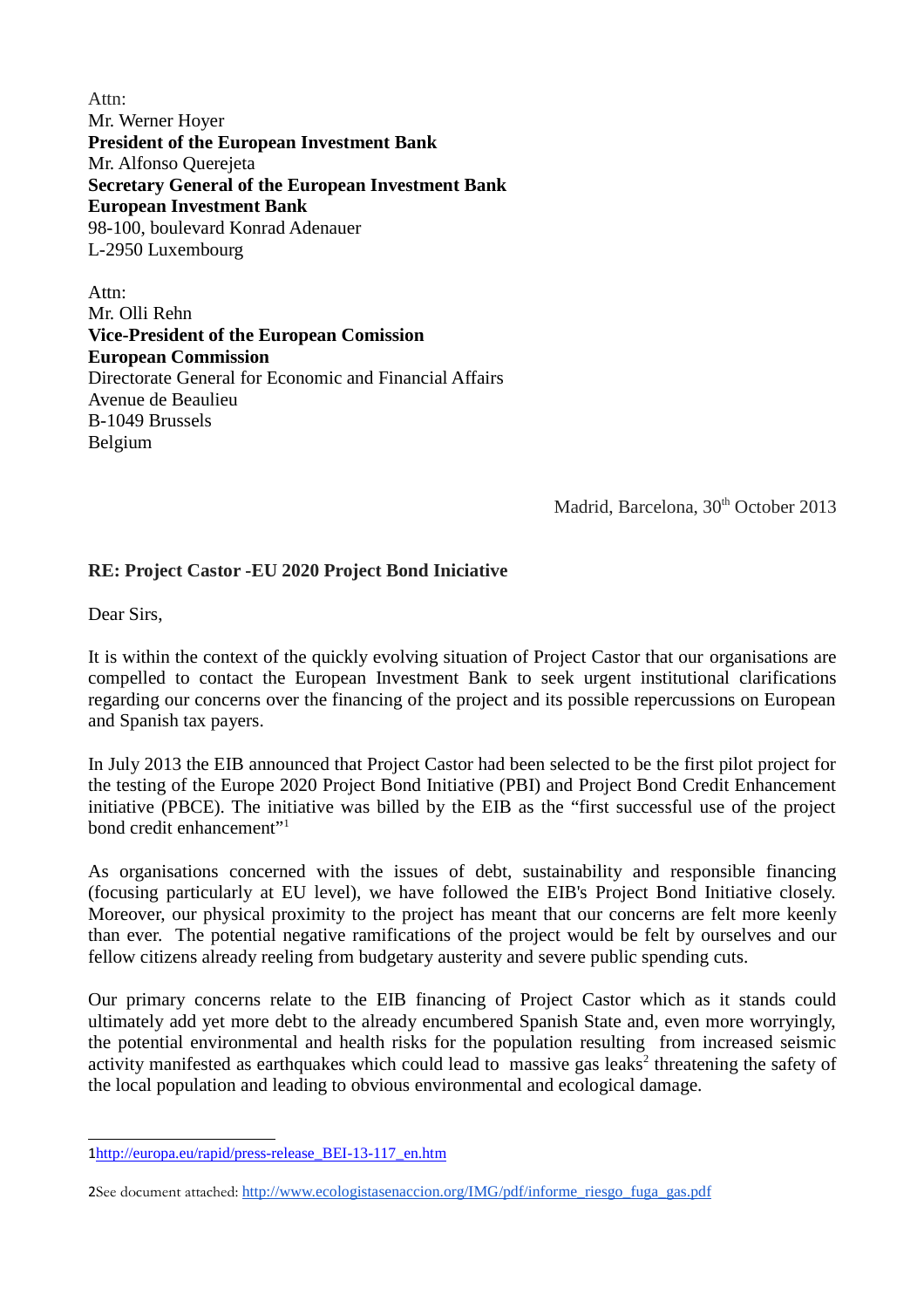Attn:
Mr. Werner Hoyer
**President of the European Investment Bank**
Mr. Alfonso Querejeta
**Secretary General of the European Investment Bank**
**European Investment Bank**
98-100, boulevard Konrad Adenauer
L-2950 Luxembourg

Attn:
Mr. Olli Rehn
**Vice-President of the European Comission**
**European Commission**
Directorate General for Economic and Financial Affairs
Avenue de Beaulieu
B-1049 Brussels
Belgium

Madrid, Barcelona, 30th October 2013

**RE: Project Castor -EU 2020 Project Bond Iniciative**

Dear Sirs,

It is within the context of the quickly evolving situation of Project Castor that our organisations are compelled to contact the European Investment Bank to seek urgent institutional clarifications regarding our concerns over the financing of the project and its possible repercussions on European and Spanish tax payers.

In July 2013 the EIB announced that Project Castor had been selected to be the first pilot project for the testing of the Europe 2020 Project Bond Initiative (PBI) and Project Bond Credit Enhancement initiative (PBCE). The initiative was billed by the EIB as the "first successful use of the project bond credit enhancement"[1]

As organisations concerned with the issues of debt, sustainability and responsible financing (focusing particularly at EU level), we have followed the EIB's Project Bond Initiative closely. Moreover, our physical proximity to the project has meant that our concerns are felt more keenly than ever. The potential negative ramifications of the project would be felt by ourselves and our fellow citizens already reeling from budgetary austerity and severe public spending cuts.

Our primary concerns relate to the EIB financing of Project Castor which as it stands could ultimately add yet more debt to the already encumbered Spanish State and, even more worryingly, the potential environmental and health risks for the population resulting from increased seismic activity manifested as earthquakes which could lead to massive gas leaks[2] threatening the safety of the local population and leading to obvious environmental and ecological damage.

---

1 http://europa.eu/rapid/press-release_BEI-13-117_en.htm

2 See document attached: http://www.ecologistasenaccion.org/IMG/pdf/informe_riesgo_fuga_gas.pdf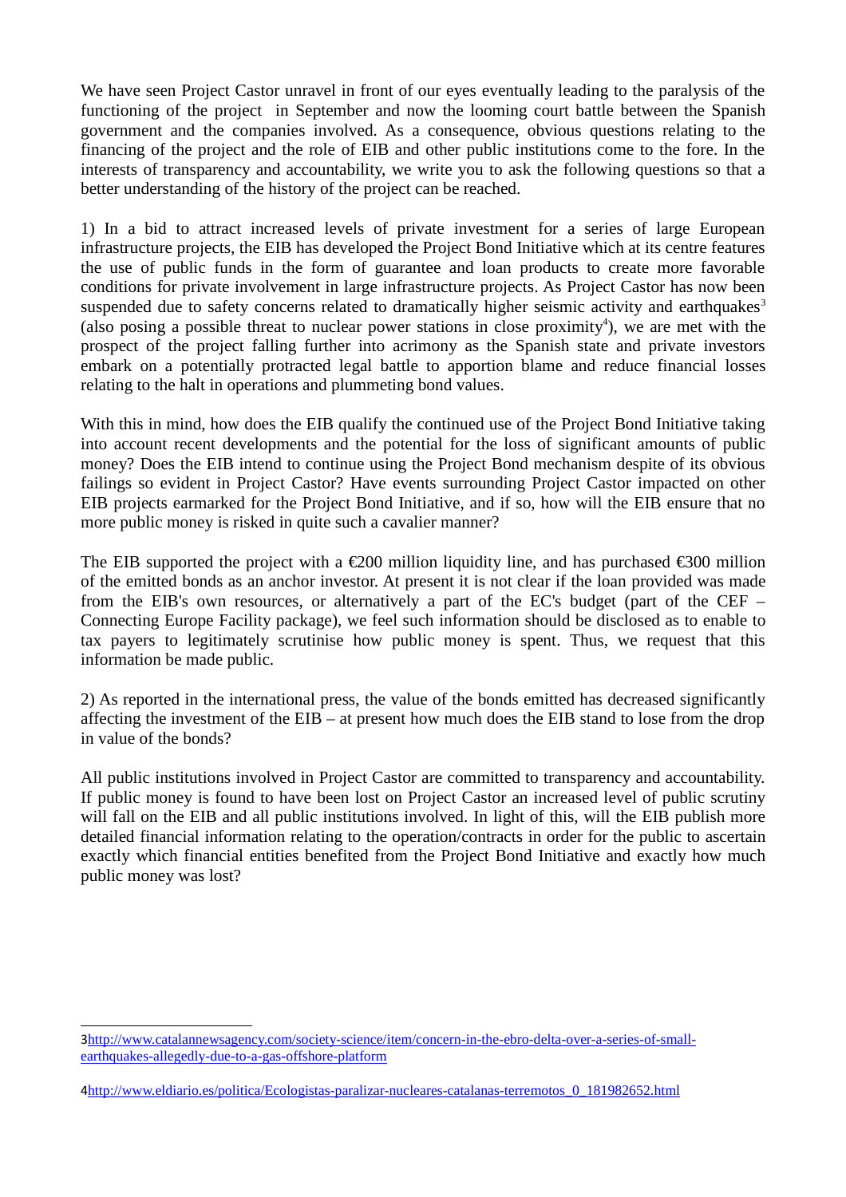We have seen Project Castor unravel in front of our eyes eventually leading to the paralysis of the functioning of the project in September and now the looming court battle between the Spanish government and the companies involved. As a consequence, obvious questions relating to the financing of the project and the role of EIB and other public institutions come to the fore. In the interests of transparency and accountability, we write you to ask the following questions so that a better understanding of the history of the project can be reached.

1) In a bid to attract increased levels of private investment for a series of large European infrastructure projects, the EIB has developed the Project Bond Initiative which at its centre features the use of public funds in the form of guarantee and loan products to create more favorable conditions for private involvement in large infrastructure projects. As Project Castor has now been suspended due to safety concerns related to dramatically higher seismic activity and earthquakes[3] (also posing a possible threat to nuclear power stations in close proximity[4]), we are met with the prospect of the project falling further into acrimony as the Spanish state and private investors embark on a potentially protracted legal battle to apportion blame and reduce financial losses relating to the halt in operations and plummeting bond values.

With this in mind, how does the EIB qualify the continued use of the Project Bond Initiative taking into account recent developments and the potential for the loss of significant amounts of public money? Does the EIB intend to continue using the Project Bond mechanism despite of its obvious failings so evident in Project Castor? Have events surrounding Project Castor impacted on other EIB projects earmarked for the Project Bond Initiative, and if so, how will the EIB ensure that no more public money is risked in quite such a cavalier manner?

The EIB supported the project with a €200 million liquidity line, and has purchased €300 million of the emitted bonds as an anchor investor. At present it is not clear if the loan provided was made from the EIB's own resources, or alternatively a part of the EC's budget (part of the CEF – Connecting Europe Facility package), we feel such information should be disclosed as to enable to tax payers to legitimately scrutinise how public money is spent. Thus, we request that this information be made public.

2) As reported in the international press, the value of the bonds emitted has decreased significantly affecting the investment of the EIB – at present how much does the EIB stand to lose from the drop in value of the bonds?

All public institutions involved in Project Castor are committed to transparency and accountability. If public money is found to have been lost on Project Castor an increased level of public scrutiny will fall on the EIB and all public institutions involved. In light of this, will the EIB publish more detailed financial information relating to the operation/contracts in order for the public to ascertain exactly which financial entities benefited from the Project Bond Initiative and exactly how much public money was lost?

---

3 http://www.catalannewsagency.com/society-science/item/concern-in-the-ebro-delta-over-a-series-of-small-earthquakes-allegedly-due-to-a-gas-offshore-platform

4 http://www.eldiario.es/politica/Ecologistas-paralizar-nucleares-catalanas-terremotos_0_181982652.html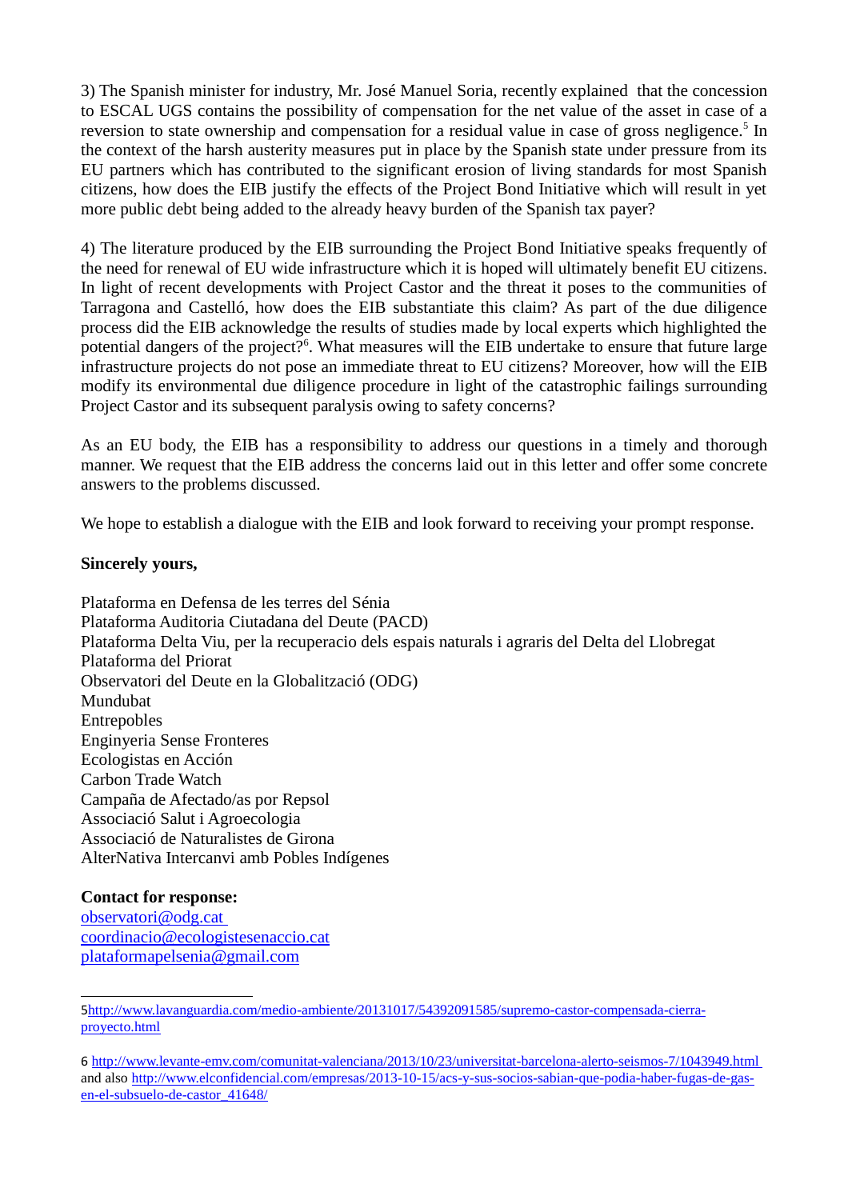3) The Spanish minister for industry, Mr. José Manuel Soria, recently explained that the concession to ESCAL UGS contains the possibility of compensation for the net value of the asset in case of a reversion to state ownership and compensation for a residual value in case of gross negligence.[5] In the context of the harsh austerity measures put in place by the Spanish state under pressure from its EU partners which has contributed to the significant erosion of living standards for most Spanish citizens, how does the EIB justify the effects of the Project Bond Initiative which will result in yet more public debt being added to the already heavy burden of the Spanish tax payer?

4) The literature produced by the EIB surrounding the Project Bond Initiative speaks frequently of the need for renewal of EU wide infrastructure which it is hoped will ultimately benefit EU citizens. In light of recent developments with Project Castor and the threat it poses to the communities of Tarragona and Castelló, how does the EIB substantiate this claim? As part of the due diligence process did the EIB acknowledge the results of studies made by local experts which highlighted the potential dangers of the project?[6]. What measures will the EIB undertake to ensure that future large infrastructure projects do not pose an immediate threat to EU citizens? Moreover, how will the EIB modify its environmental due diligence procedure in light of the catastrophic failings surrounding Project Castor and its subsequent paralysis owing to safety concerns?

As an EU body, the EIB has a responsibility to address our questions in a timely and thorough manner. We request that the EIB address the concerns laid out in this letter and offer some concrete answers to the problems discussed.

We hope to establish a dialogue with the EIB and look forward to receiving your prompt response.

**Sincerely yours,**

Plataforma en Defensa de les terres del Sénia
Plataforma Auditoria Ciutadana del Deute (PACD)
Plataforma Delta Viu, per la recuperacio dels espais naturals i agraris del Delta del Llobregat
Plataforma del Priorat
Observatori del Deute en la Globalització (ODG)
Mundubat
Entrepobles
Enginyeria Sense Fronteres
Ecologistas en Acción
Carbon Trade Watch
Campaña de Afectado/as por Repsol
Associació Salut i Agroecologia
Associació de Naturalistes de Girona
AlterNativa Intercanvi amb Pobles Indígenes

**Contact for response:**
observatori@odg.cat
coordinacio@ecologistesenaccio.cat
plataformapelsenia@gmail.com

---

5 http://www.lavanguardia.com/medio-ambiente/20131017/54392091585/supremo-castor-compensada-cierra-proyecto.html

6 http://www.levante-emv.com/comunitat-valenciana/2013/10/23/universitat-barcelona-alerto-seismos-7/1043949.html and also http://www.elconfidencial.com/empresas/2013-10-15/acs-y-sus-socios-sabian-que-podia-haber-fugas-de-gas-en-el-subsuelo-de-castor_41648/